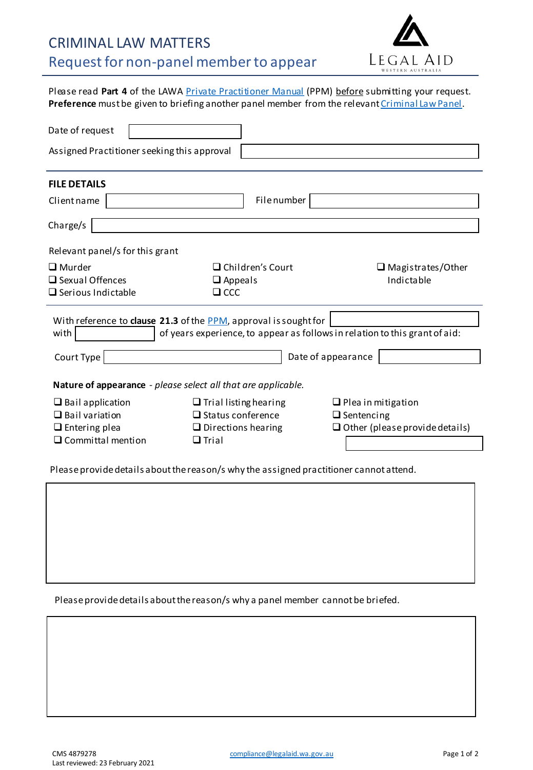# CRIMINAL LAW MATTERS

## Request for non-panel member to appear

LEGAL AID WESTERN AUSTRALIA

Please read **Part 4** of the LAWA Private Practitioner Manual (PPM) before submitting your request. **Preference** must be given to briefing another panel member from the relevant Criminal Law Panel.

Date of request ______

Assigned Practitioner seeking this approval ______

**FILE DETAILS**

Client name ______ File number ______

Charge/s ______

Relevant panel/s for this grant

- ❑ Murder
- ❑ Sexual Offences
- ❑ Serious Indictable
- ❑ Children's Court
- ❑ Appeals
- ❑ CCC
- ❑ Magistrates/Other Indictable

With reference to **clause 21.3** of the PPM, approval is sought for ______ with ______ of years experience, to appear as follows in relation to this grant of aid:

Court Type ______ Date of appearance ______

**Nature of appearance** - *please select all that are applicable.*

- ❑ Bail application
- ❑ Bail variation
- ❑ Entering plea
- ❑ Committal mention
- ❑ Trial listing hearing
- ❑ Status conference
- ❑ Directions hearing
- ❑ Trial
- ❑ Plea in mitigation
- ❑ Sentencing
- ❑ Other (please provide details) ______

Please provide details about the reason/s why the assigned practitioner cannot attend.

______

Please provide details about the reason/s why a panel member cannot be briefed.

______

CMS 4879278
Last reviewed: 23 February 2021

compliance@legalaid.wa.gov.au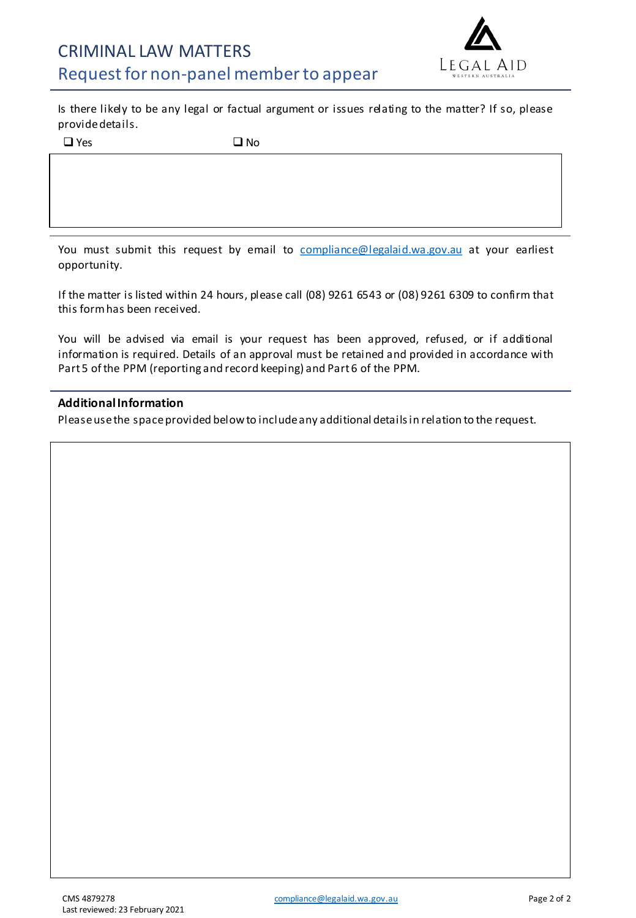Is there likely to be any legal or factual argument or issues relating to the matter? If so, please provide details.

❑ Yes ❑ No

You must submit this request by email to compliance@legalaid.wa.gov.au at your earliest opportunity.

If the matter is listed within 24 hours, please call (08) 9261 6543 or (08) 9261 6309 to confirm that this form has been received.

You will be advised via email is your request has been approved, refused, or if additional information is required. Details of an approval must be retained and provided in accordance with Part 5 of the PPM (reporting and record keeping) and Part 6 of the PPM.

## Additional Information

Please use the space provided below to include any additional details in relation to the request.

CMS 4879278
Last reviewed: 23 February 2021